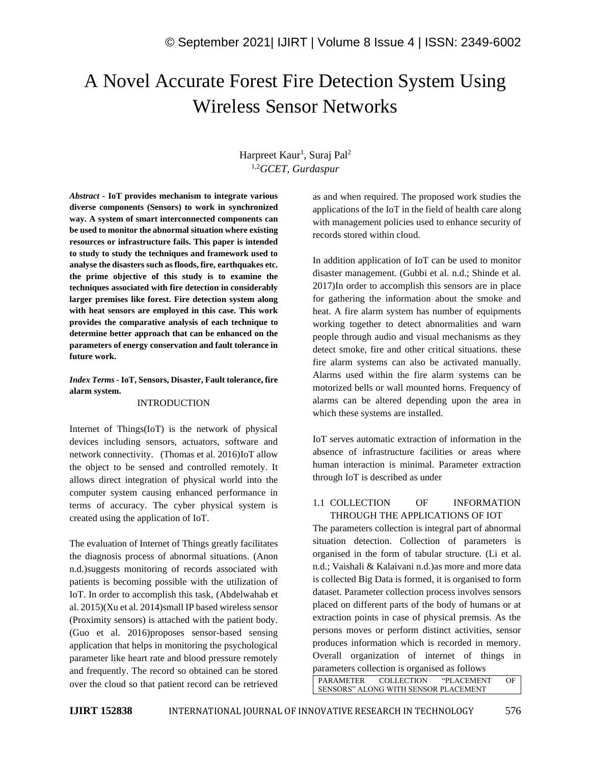# A Novel Accurate Forest Fire Detection System Using Wireless Sensor Networks

Harpreet Kaur[1], Suraj Pal[2]

[1,2]*GCET, Gurdaspur*

***Abstract* - IoT provides mechanism to integrate various diverse components (Sensors) to work in synchronized way. A system of smart interconnected components can be used to monitor the abnormal situation where existing resources or infrastructure fails. This paper is intended to study to study the techniques and framework used to analyse the disasters such as floods, fire, earthquakes etc. the prime objective of this study is to examine the techniques associated with fire detection in considerably larger premises like forest. Fire detection system along with heat sensors are employed in this case. This work provides the comparative analysis of each technique to determine better approach that can be enhanced on the parameters of energy conservation and fault tolerance in future work.**

***Index Terms* - IoT, Sensors, Disaster, Fault tolerance, fire alarm system.**

## INTRODUCTION

Internet of Things(IoT) is the network of physical devices including sensors, actuators, software and network connectivity. (Thomas et al. 2016)IoT allow the object to be sensed and controlled remotely. It allows direct integration of physical world into the computer system causing enhanced performance in terms of accuracy. The cyber physical system is created using the application of IoT.

The evaluation of Internet of Things greatly facilitates the diagnosis process of abnormal situations. (Anon n.d.)suggests monitoring of records associated with patients is becoming possible with the utilization of IoT. In order to accomplish this task, (Abdelwahab et al. 2015)(Xu et al. 2014)small IP based wireless sensor (Proximity sensors) is attached with the patient body. (Guo et al. 2016)proposes sensor-based sensing application that helps in monitoring the psychological parameter like heart rate and blood pressure remotely and frequently. The record so obtained can be stored over the cloud so that patient record can be retrieved as and when required. The proposed work studies the applications of the IoT in the field of health care along with management policies used to enhance security of records stored within cloud.

In addition application of IoT can be used to monitor disaster management. (Gubbi et al. n.d.; Shinde et al. 2017)In order to accomplish this sensors are in place for gathering the information about the smoke and heat. A fire alarm system has number of equipments working together to detect abnormalities and warn people through audio and visual mechanisms as they detect smoke, fire and other critical situations. these fire alarm systems can also be activated manually. Alarms used within the fire alarm systems can be motorized bells or wall mounted horns. Frequency of alarms can be altered depending upon the area in which these systems are installed.

IoT serves automatic extraction of information in the absence of infrastructure facilities or areas where human interaction is minimal. Parameter extraction through IoT is described as under

### 1.1 COLLECTION OF INFORMATION THROUGH THE APPLICATIONS OF IOT

The parameters collection is integral part of abnormal situation detection. Collection of parameters is organised in the form of tabular structure. (Li et al. n.d.; Vaishali & Kalaivani n.d.)as more and more data is collected Big Data is formed, it is organised to form dataset. Parameter collection process involves sensors placed on different parts of the body of humans or at extraction points in case of physical premsis. As the persons moves or perform distinct activities, sensor produces information which is recorded in memory. Overall organization of internet of things in parameters collection is organised as follows

| PARAMETER COLLECTION "PLACEMENT OF SENSORS" ALONG WITH SENSOR PLACEMENT |
|---|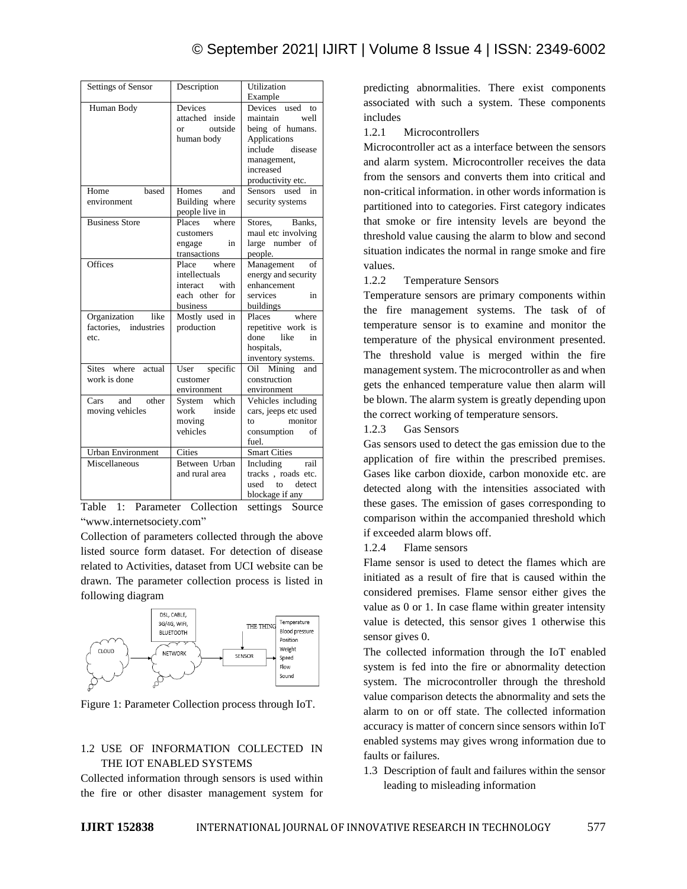| Settings of Sensor | Description | Utilization Example |
|---|---|---|
| Human Body | Devices attached inside or outside human body | Devices used to maintain well being of humans. Applications include disease management, increased productivity etc. |
| Home based environment | Homes and Building where people live in | Sensors used in security systems |
| Business Store | Places where customers engage in transactions | Stores, Banks, maul etc involving large number of people. |
| Offices | Place where intellectuals interact with each other for business | Management of energy and security enhancement services in buildings |
| Organization like factories, industries etc. | Mostly used in production | Places where repetitive work is done like in hospitals, inventory systems. |
| Sites where actual work is done | User specific customer environment | Oil Mining and construction environment |
| Cars and other moving vehicles | System which work inside moving vehicles | Vehicles including cars, jeeps etc used to monitor consumption of fuel. |
| Urban Environment | Cities | Smart Cities |
| Miscellaneous | Between Urban and rural area | Including rail tracks , roads etc. used to detect blockage if any |

Table 1: Parameter Collection settings Source "www.internetsociety.com"

Collection of parameters collected through the above listed source form dataset. For detection of disease related to Activities, dataset from UCI website can be drawn. The parameter collection process is listed in following diagram

Figure 1: Parameter Collection process through IoT.

## 1.2 USE OF INFORMATION COLLECTED IN THE IOT ENABLED SYSTEMS

Collected information through sensors is used within the fire or other disaster management system for predicting abnormalities. There exist components associated with such a system. These components includes

### 1.2.1 Microcontrollers

Microcontroller act as a interface between the sensors and alarm system. Microcontroller receives the data from the sensors and converts them into critical and non-critical information. in other words information is partitioned into to categories. First category indicates that smoke or fire intensity levels are beyond the threshold value causing the alarm to blow and second situation indicates the normal in range smoke and fire values.

### 1.2.2 Temperature Sensors

Temperature sensors are primary components within the fire management systems. The task of of temperature sensor is to examine and monitor the temperature of the physical environment presented. The threshold value is merged within the fire management system. The microcontroller as and when gets the enhanced temperature value then alarm will be blown. The alarm system is greatly depending upon the correct working of temperature sensors.

### 1.2.3 Gas Sensors

Gas sensors used to detect the gas emission due to the application of fire within the prescribed premises. Gases like carbon dioxide, carbon monoxide etc. are detected along with the intensities associated with these gases. The emission of gases corresponding to comparison within the accompanied threshold which if exceeded alarm blows off.

### 1.2.4 Flame sensors

Flame sensor is used to detect the flames which are initiated as a result of fire that is caused within the considered premises. Flame sensor either gives the value as 0 or 1. In case flame within greater intensity value is detected, this sensor gives 1 otherwise this sensor gives 0.

The collected information through the IoT enabled system is fed into the fire or abnormality detection system. The microcontroller through the threshold value comparison detects the abnormality and sets the alarm to on or off state. The collected information accuracy is matter of concern since sensors within IoT enabled systems may gives wrong information due to faults or failures.

## 1.3 Description of fault and failures within the sensor leading to misleading information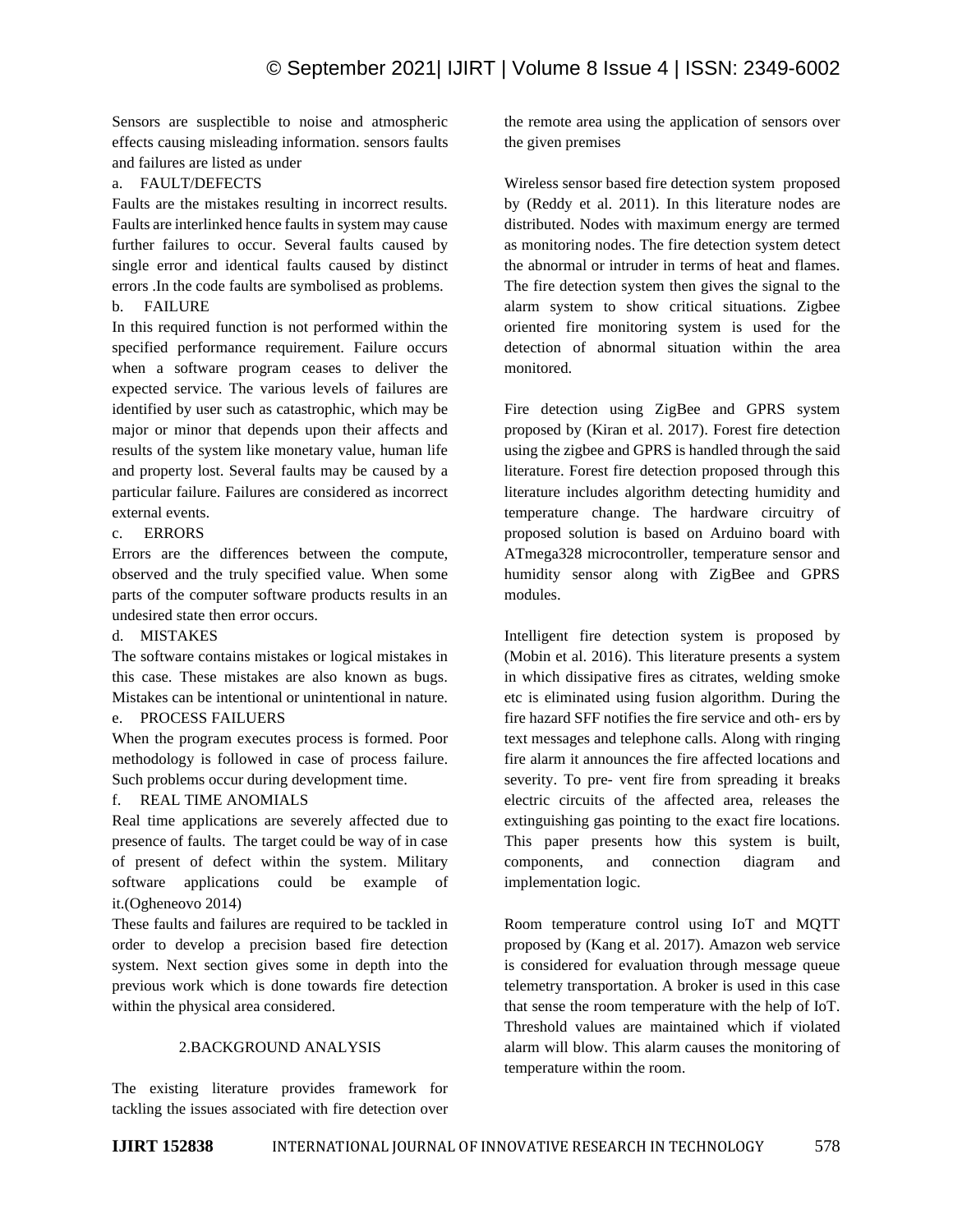Sensors are susplectible to noise and atmospheric effects causing misleading information. sensors faults and failures are listed as under

a. FAULT/DEFECTS

Faults are the mistakes resulting in incorrect results. Faults are interlinked hence faults in system may cause further failures to occur. Several faults caused by single error and identical faults caused by distinct errors .In the code faults are symbolised as problems.

b. FAILURE

In this required function is not performed within the specified performance requirement. Failure occurs when a software program ceases to deliver the expected service. The various levels of failures are identified by user such as catastrophic, which may be major or minor that depends upon their affects and results of the system like monetary value, human life and property lost. Several faults may be caused by a particular failure. Failures are considered as incorrect external events.

c. ERRORS

Errors are the differences between the compute, observed and the truly specified value. When some parts of the computer software products results in an undesired state then error occurs.

d. MISTAKES

The software contains mistakes or logical mistakes in this case. These mistakes are also known as bugs. Mistakes can be intentional or unintentional in nature.

e. PROCESS FAILUERS

When the program executes process is formed. Poor methodology is followed in case of process failure. Such problems occur during development time.

f. REAL TIME ANOMIALS

Real time applications are severely affected due to presence of faults. The target could be way of in case of present of defect within the system. Military software applications could be example of it.(Ogheneovo 2014)

These faults and failures are required to be tackled in order to develop a precision based fire detection system. Next section gives some in depth into the previous work which is done towards fire detection within the physical area considered.

## 2.BACKGROUND ANALYSIS

The existing literature provides framework for tackling the issues associated with fire detection over the remote area using the application of sensors over the given premises

Wireless sensor based fire detection system proposed by (Reddy et al. 2011). In this literature nodes are distributed. Nodes with maximum energy are termed as monitoring nodes. The fire detection system detect the abnormal or intruder in terms of heat and flames. The fire detection system then gives the signal to the alarm system to show critical situations. Zigbee oriented fire monitoring system is used for the detection of abnormal situation within the area monitored.

Fire detection using ZigBee and GPRS system proposed by (Kiran et al. 2017). Forest fire detection using the zigbee and GPRS is handled through the said literature. Forest fire detection proposed through this literature includes algorithm detecting humidity and temperature change. The hardware circuitry of proposed solution is based on Arduino board with ATmega328 microcontroller, temperature sensor and humidity sensor along with ZigBee and GPRS modules.

Intelligent fire detection system is proposed by (Mobin et al. 2016). This literature presents a system in which dissipative fires as citrates, welding smoke etc is eliminated using fusion algorithm. During the fire hazard SFF notifies the fire service and oth- ers by text messages and telephone calls. Along with ringing fire alarm it announces the fire affected locations and severity. To pre- vent fire from spreading it breaks electric circuits of the affected area, releases the extinguishing gas pointing to the exact fire locations. This paper presents how this system is built, components, and connection diagram and implementation logic.

Room temperature control using IoT and MQTT proposed by (Kang et al. 2017). Amazon web service is considered for evaluation through message queue telemetry transportation. A broker is used in this case that sense the room temperature with the help of IoT. Threshold values are maintained which if violated alarm will blow. This alarm causes the monitoring of temperature within the room.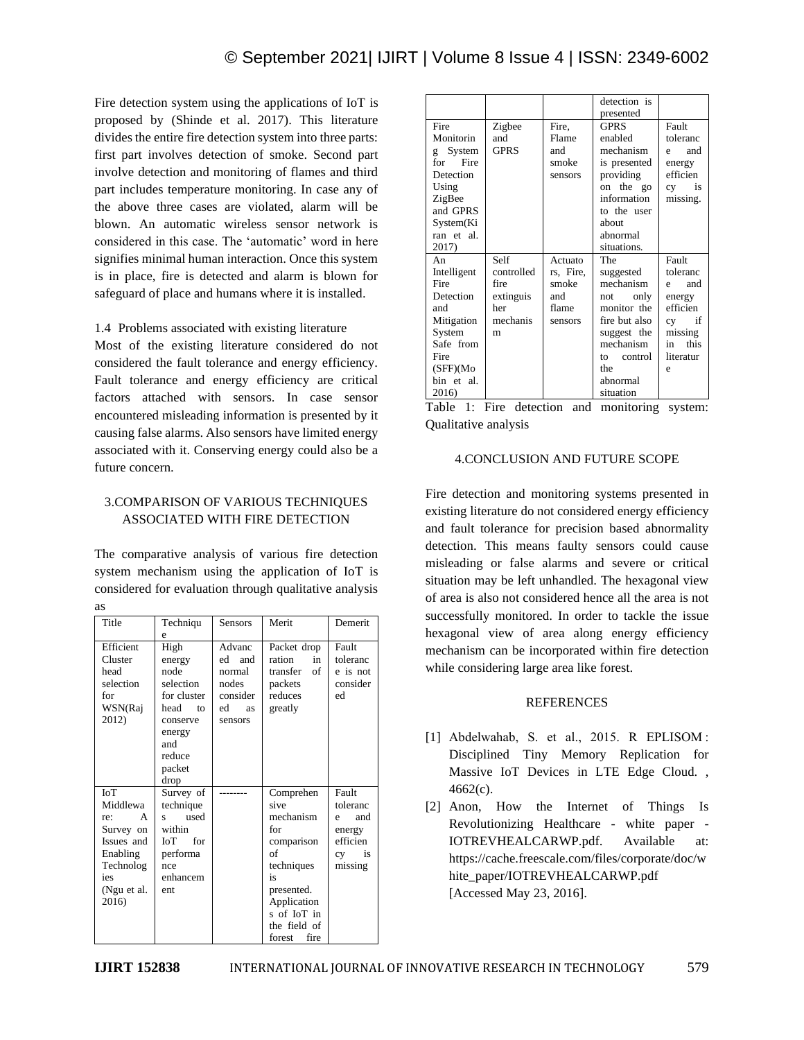Fire detection system using the applications of IoT is proposed by (Shinde et al. 2017). This literature divides the entire fire detection system into three parts: first part involves detection of smoke. Second part involve detection and monitoring of flames and third part includes temperature monitoring. In case any of the above three cases are violated, alarm will be blown. An automatic wireless sensor network is considered in this case. The 'automatic' word in here signifies minimal human interaction. Once this system is in place, fire is detected and alarm is blown for safeguard of place and humans where it is installed.

1.4 Problems associated with existing literature

Most of the existing literature considered do not considered the fault tolerance and energy efficiency. Fault tolerance and energy efficiency are critical factors attached with sensors. In case sensor encountered misleading information is presented by it causing false alarms. Also sensors have limited energy associated with it. Conserving energy could also be a future concern.

## 3.COMPARISON OF VARIOUS TECHNIQUES ASSOCIATED WITH FIRE DETECTION

The comparative analysis of various fire detection system mechanism using the application of IoT is considered for evaluation through qualitative analysis as

| Title | Technique | Sensors | Merit | Demerit |
|---|---|---|---|---|
| Efficient Cluster head selection for WSN(Raj 2012) | High energy node selection for cluster head to conserve energy and reduce packet drop | Advanced and normal nodes considered as sensors | Packet drop ration in transfer of packets reduces greatly | Fault tolerance is not considered |
| IoT Middleware: A Survey on Issues and Enabling Technologies (Ngu et al. 2016) | Survey of techniques used within IoT for performance enhancement | -------- | Comprehensive mechanism for comparison of techniques is presented. Applications of IoT in the field of forest fire detection is presented | Fault tolerance and energy efficiency is missing |
| Fire Monitoring System for Fire Detection Using ZigBee and GPRS System(Kiran et al. 2017) | Zigbee and GPRS | Fire, Flame and smoke sensors | GPRS enabled mechanism is presented providing on the go information to the user about abnormal situations. | Fault tolerance and energy efficiency is missing. |
| An Intelligent Fire Detection and Mitigation System Safe from Fire (SFF)(Mobin et al. 2016) | Self controlled fire extinguisher mechanism | Actuators, Fire, smoke and flame sensors | The suggested mechanism not only monitor the fire but also suggest the mechanism to control the abnormal situation | Fault tolerance and energy efficiency if missing in this literature |

Table 1: Fire detection and monitoring system: Qualitative analysis

## 4.CONCLUSION AND FUTURE SCOPE

Fire detection and monitoring systems presented in existing literature do not considered energy efficiency and fault tolerance for precision based abnormality detection. This means faulty sensors could cause misleading or false alarms and severe or critical situation may be left unhandled. The hexagonal view of area is also not considered hence all the area is not successfully monitored. In order to tackle the issue hexagonal view of area along energy efficiency mechanism can be incorporated within fire detection while considering large area like forest.

## REFERENCES

[1] Abdelwahab, S. et al., 2015. R EPLISOM : Disciplined Tiny Memory Replication for Massive IoT Devices in LTE Edge Cloud. , 4662(c).

[2] Anon, How the Internet of Things Is Revolutionizing Healthcare - white paper - IOTREVHEALCARWP.pdf. Available at: https://cache.freescale.com/files/corporate/doc/white_paper/IOTREVHEALCARWP.pdf [Accessed May 23, 2016].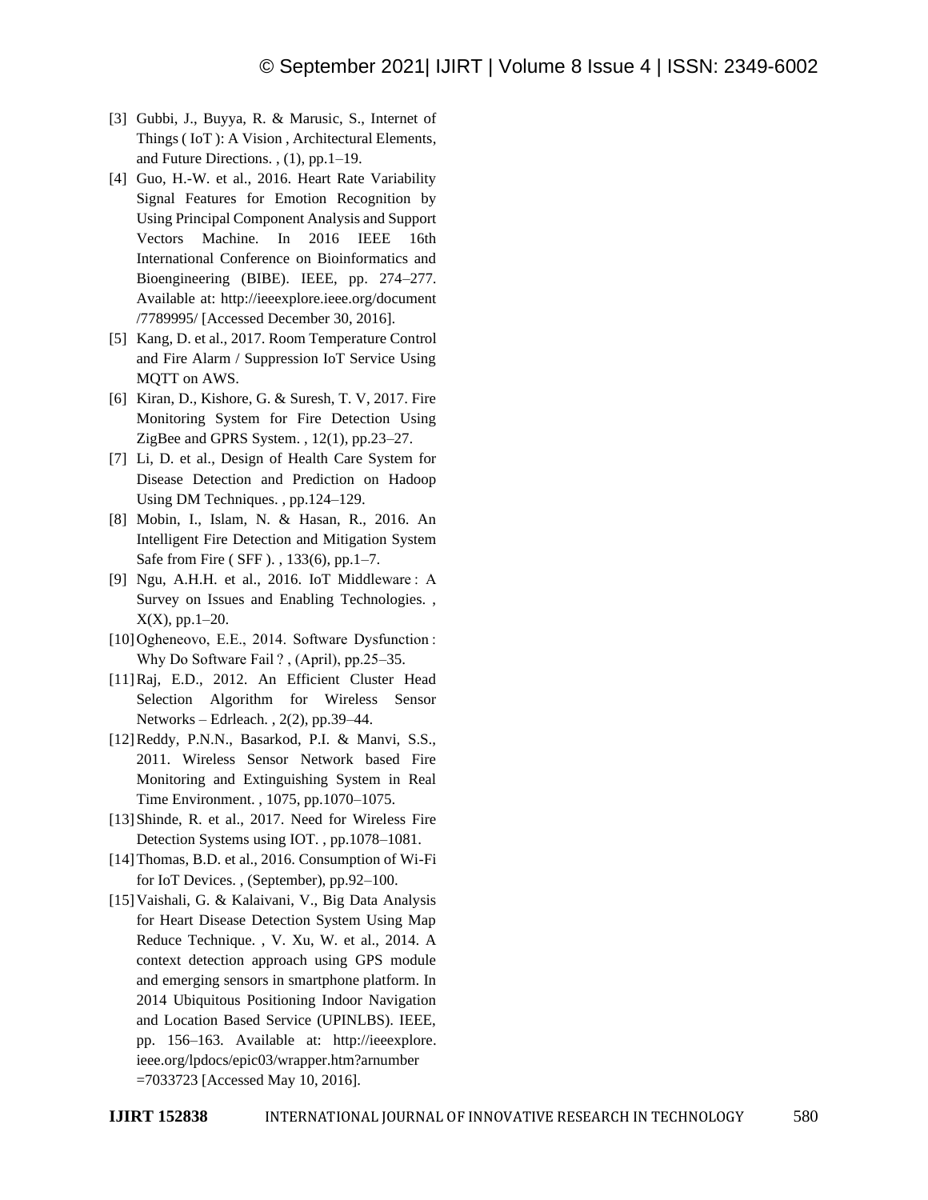[3] Gubbi, J., Buyya, R. & Marusic, S., Internet of Things ( IoT ): A Vision , Architectural Elements, and Future Directions. , (1), pp.1–19.

[4] Guo, H.-W. et al., 2016. Heart Rate Variability Signal Features for Emotion Recognition by Using Principal Component Analysis and Support Vectors Machine. In 2016 IEEE 16th International Conference on Bioinformatics and Bioengineering (BIBE). IEEE, pp. 274–277. Available at: http://ieeexplore.ieee.org/document/7789995/ [Accessed December 30, 2016].

[5] Kang, D. et al., 2017. Room Temperature Control and Fire Alarm / Suppression IoT Service Using MQTT on AWS.

[6] Kiran, D., Kishore, G. & Suresh, T. V, 2017. Fire Monitoring System for Fire Detection Using ZigBee and GPRS System. , 12(1), pp.23–27.

[7] Li, D. et al., Design of Health Care System for Disease Detection and Prediction on Hadoop Using DM Techniques. , pp.124–129.

[8] Mobin, I., Islam, N. & Hasan, R., 2016. An Intelligent Fire Detection and Mitigation System Safe from Fire ( SFF ). , 133(6), pp.1–7.

[9] Ngu, A.H.H. et al., 2016. IoT Middleware : A Survey on Issues and Enabling Technologies. , X(X), pp.1–20.

[10] Ogheneovo, E.E., 2014. Software Dysfunction : Why Do Software Fail ? , (April), pp.25–35.

[11] Raj, E.D., 2012. An Efficient Cluster Head Selection Algorithm for Wireless Sensor Networks – Edrleach. , 2(2), pp.39–44.

[12] Reddy, P.N.N., Basarkod, P.I. & Manvi, S.S., 2011. Wireless Sensor Network based Fire Monitoring and Extinguishing System in Real Time Environment. , 1075, pp.1070–1075.

[13] Shinde, R. et al., 2017. Need for Wireless Fire Detection Systems using IOT. , pp.1078–1081.

[14] Thomas, B.D. et al., 2016. Consumption of Wi-Fi for IoT Devices. , (September), pp.92–100.

[15] Vaishali, G. & Kalaivani, V., Big Data Analysis for Heart Disease Detection System Using Map Reduce Technique. , V. Xu, W. et al., 2014. A context detection approach using GPS module and emerging sensors in smartphone platform. In 2014 Ubiquitous Positioning Indoor Navigation and Location Based Service (UPINLBS). IEEE, pp. 156–163. Available at: http://ieeexplore.ieee.org/lpdocs/epic03/wrapper.htm?arnumber=7033723 [Accessed May 10, 2016].